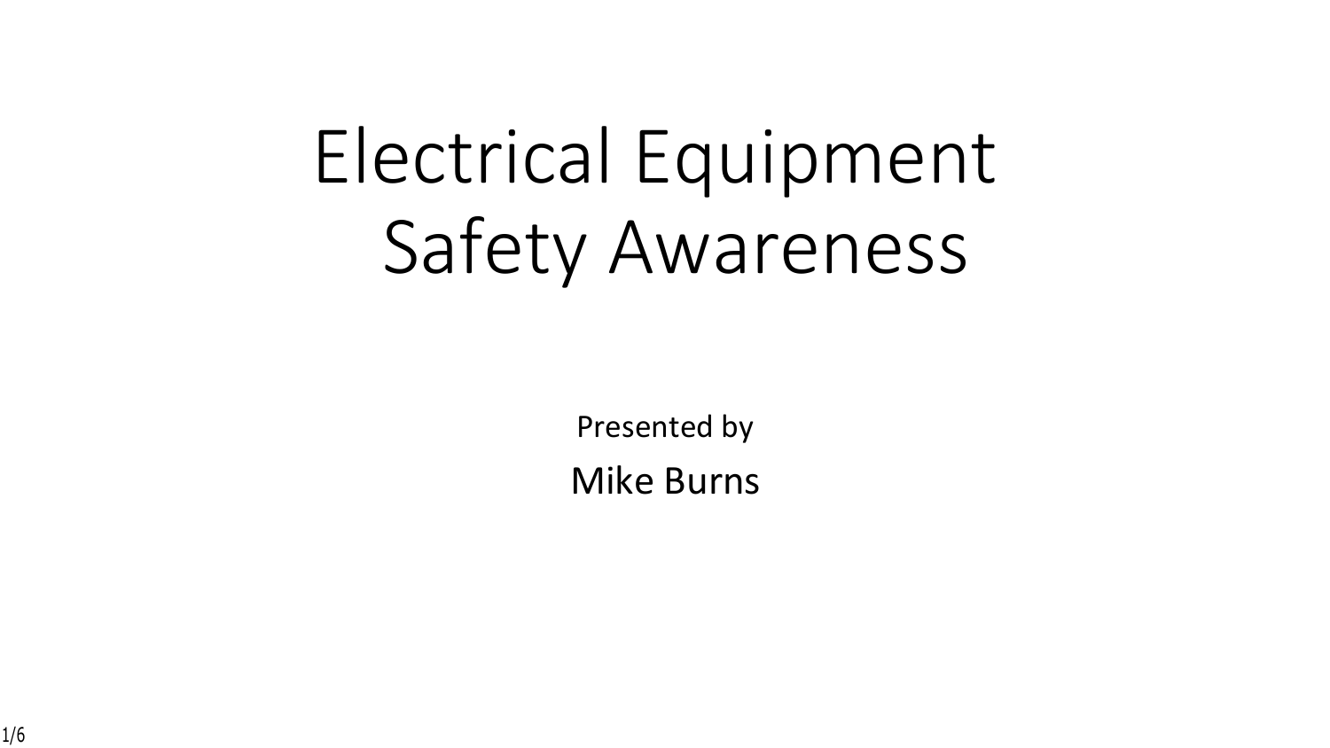# Electrical Equipment Safety Awareness

Presented by

Mike Burns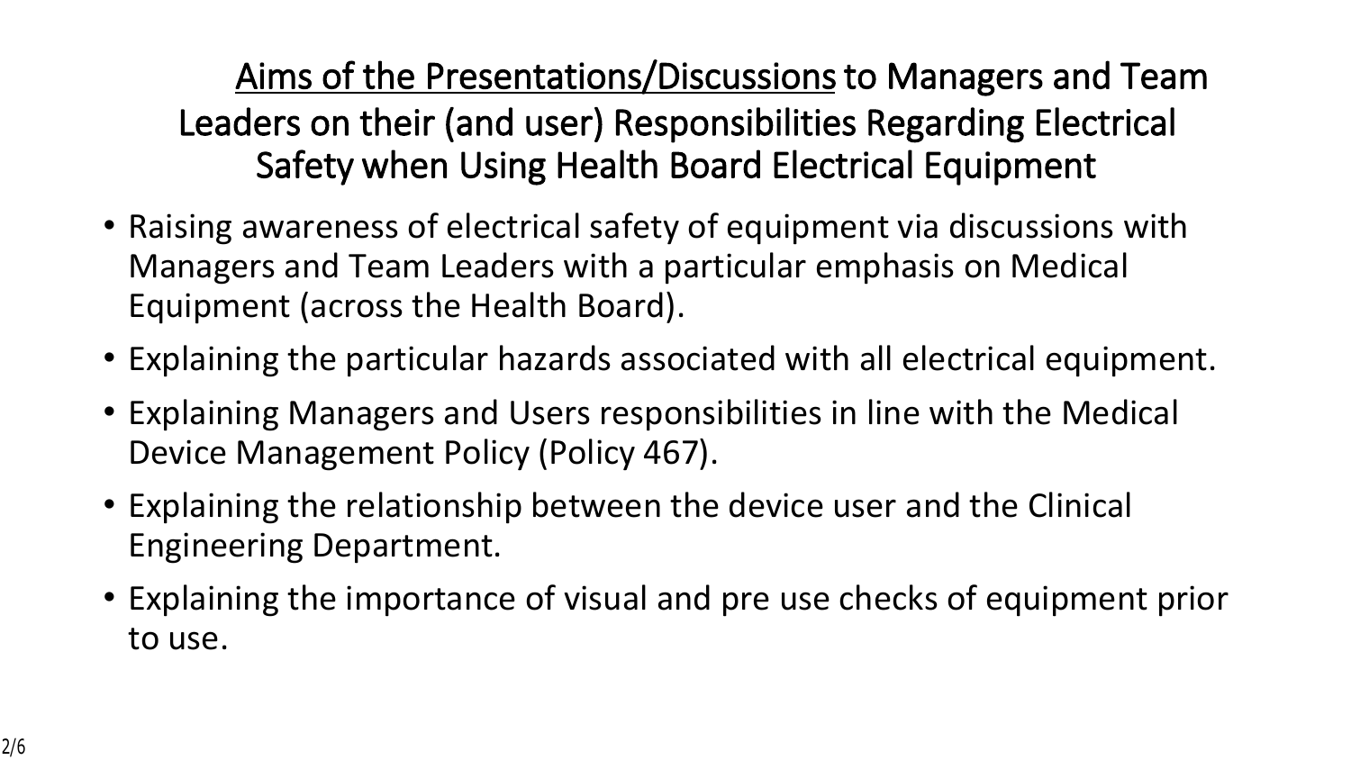## Aims of the Presentations/Discussions to Managers and Team Leaders on their (and user) Responsibilities Regarding Electrical Safety when Using Health Board Electrical Equipment

- Raising awareness of electrical safety of equipment via discussions with Managers and Team Leaders with a particular emphasis on Medical Equipment (across the Health Board).
- Explaining the particular hazards associated with all electrical equipment.
- Explaining Managers and Users responsibilities in line with the Medical Device Management Policy (Policy 467).
- Explaining the relationship between the device user and the Clinical Engineering Department.
- Explaining the importance of visual and pre use checks of equipment prior to use.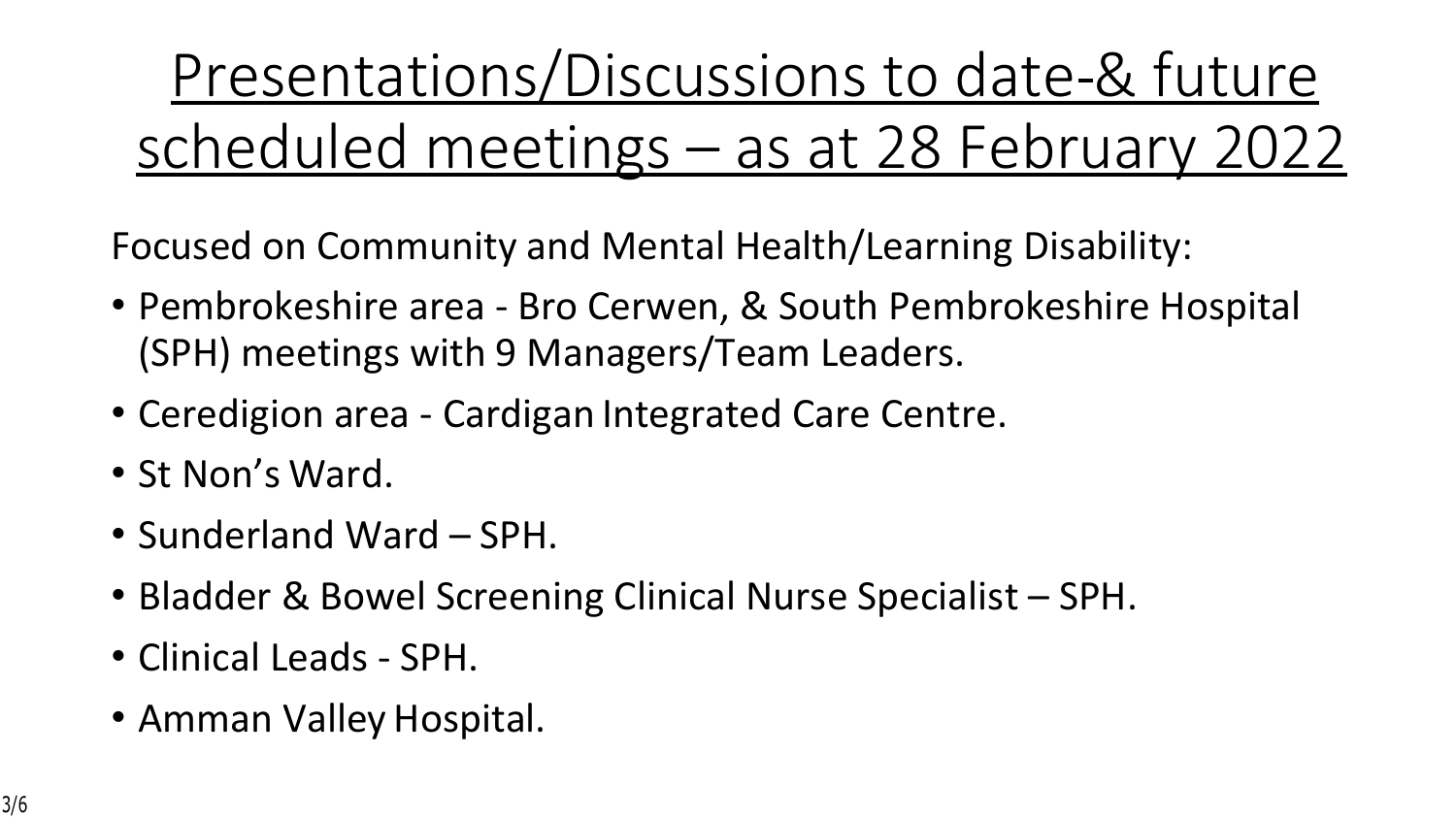# Presentations/Discussions to date-& future scheduled meetings – as at 28 February 2022

Focused on Community and Mental Health/Learning Disability:

- Pembrokeshire area - Bro Cerwen, & South Pembrokeshire Hospital (SPH) meetings with 9 Managers/Team Leaders.
- Ceredigion area - Cardigan Integrated Care Centre.
- St Non's Ward.
- Sunderland Ward – SPH.
- Bladder & Bowel Screening Clinical Nurse Specialist – SPH.
- Clinical Leads - SPH.
- Amman Valley Hospital.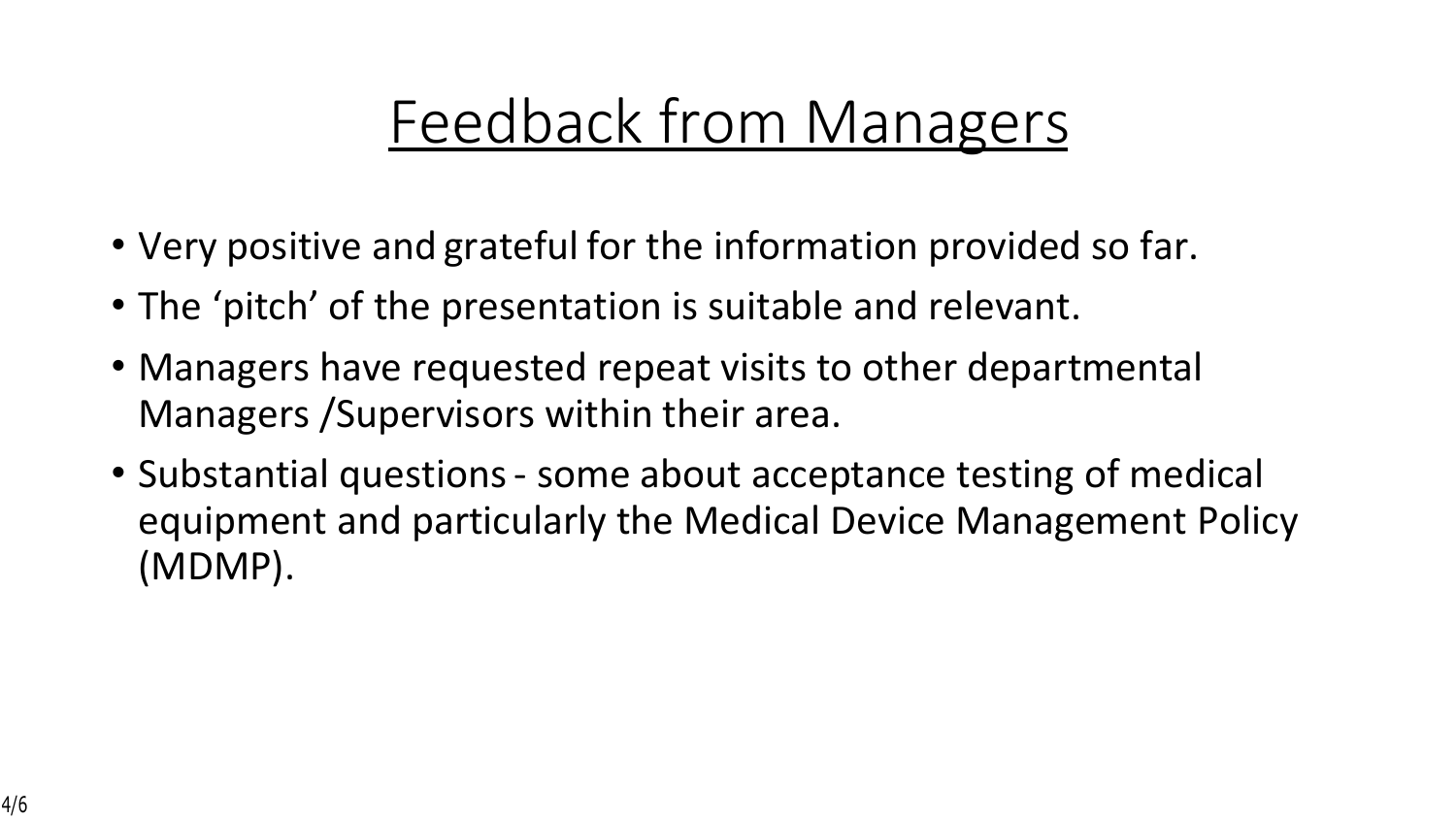# Feedback from Managers

- Very positive and grateful for the information provided so far.
- The 'pitch' of the presentation is suitable and relevant.
- Managers have requested repeat visits to other departmental Managers /Supervisors within their area.
- Substantial questions - some about acceptance testing of medical equipment and particularly the Medical Device Management Policy (MDMP).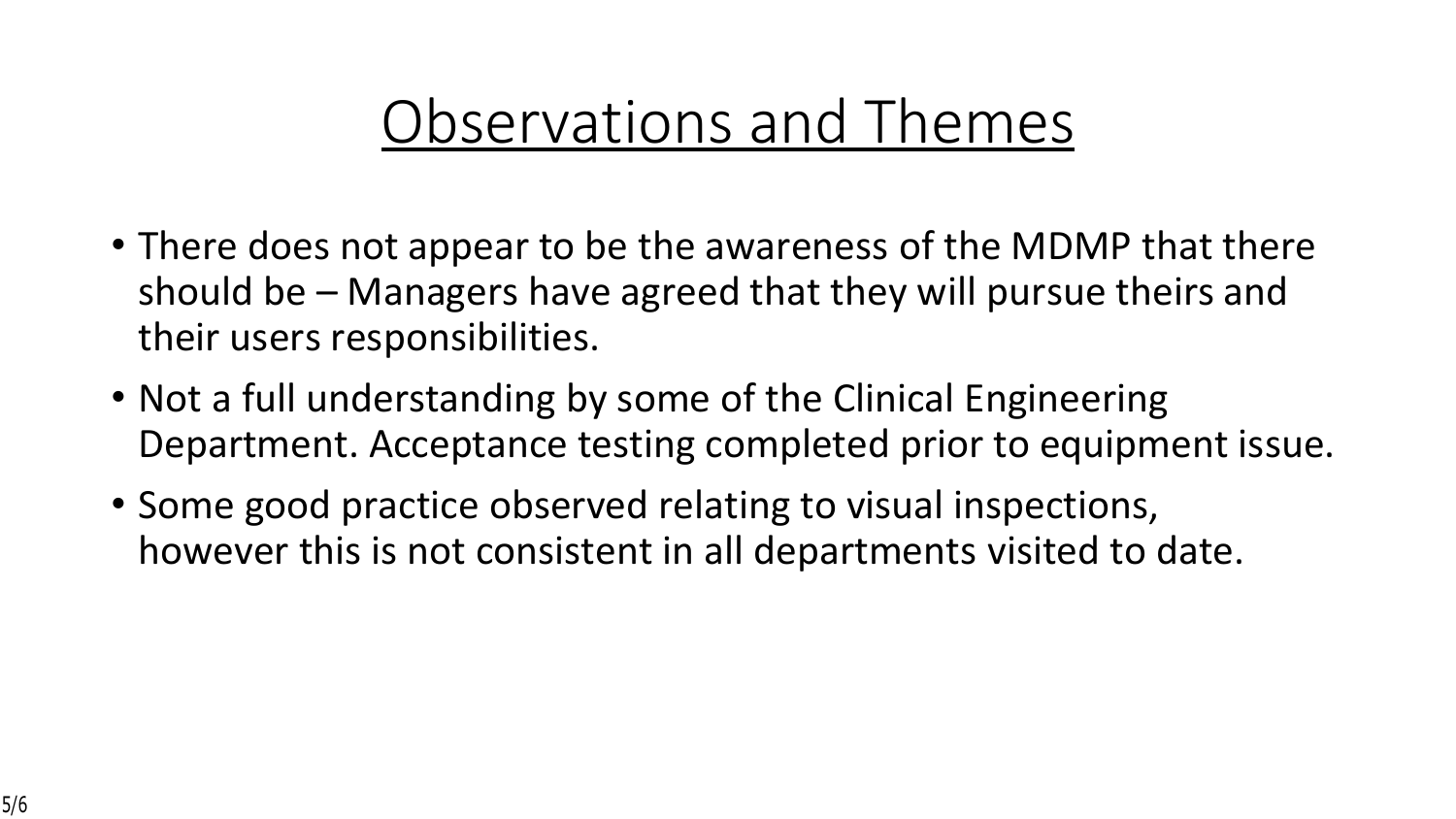# Observations and Themes

- There does not appear to be the awareness of the MDMP that there should be – Managers have agreed that they will pursue theirs and their users responsibilities.
- Not a full understanding by some of the Clinical Engineering Department. Acceptance testing completed prior to equipment issue.
- Some good practice observed relating to visual inspections, however this is not consistent in all departments visited to date.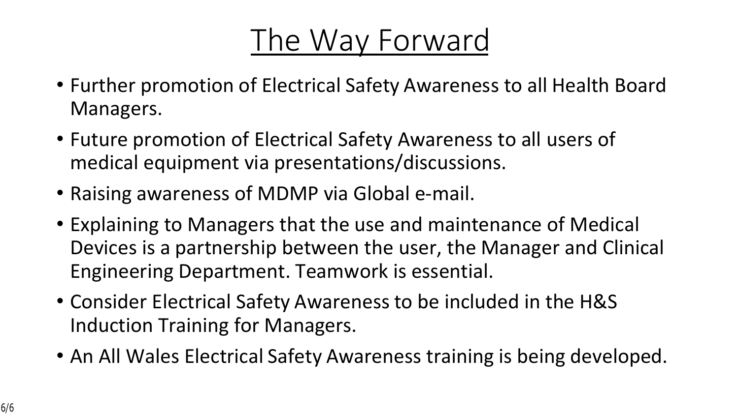# The Way Forward

- Further promotion of Electrical Safety Awareness to all Health Board Managers.
- Future promotion of Electrical Safety Awareness to all users of medical equipment via presentations/discussions.
- Raising awareness of MDMP via Global e-mail.
- Explaining to Managers that the use and maintenance of Medical Devices is a partnership between the user, the Manager and Clinical Engineering Department. Teamwork is essential.
- Consider Electrical Safety Awareness to be included in the H&S Induction Training for Managers.
- An All Wales Electrical Safety Awareness training is being developed.